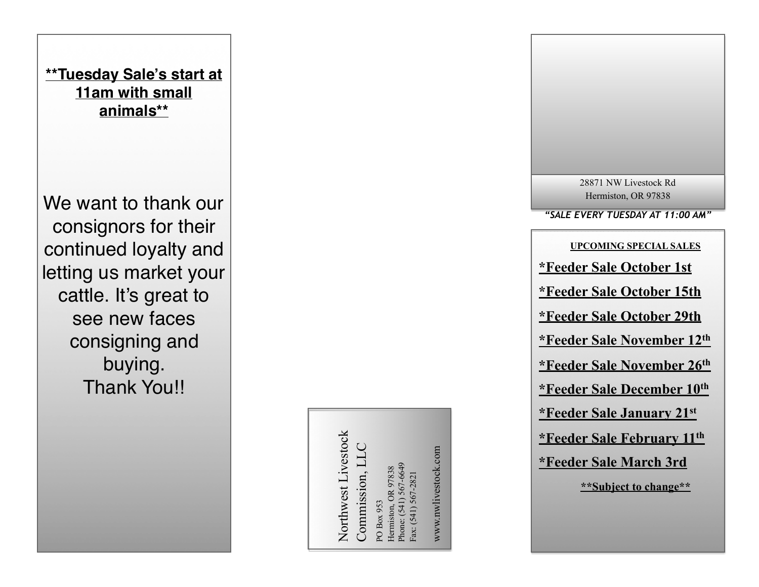**<u>**Tuesday Sale's start at 11am with small animals**</u>**

We want to thank our consignors for their continued loyalty and letting us market your cattle. It's great to see new faces consigning and buying.

Thank You!!

Northwest Livestock Commission, LLC

PO Box 953
Hermiston, OR 97838
Phone: (541) 567-6649
Fax: (541) 567-2821

www.nwlivestock.com

28871 NW Livestock Rd
Hermiston, OR 97838

*"SALE EVERY TUESDAY AT 11:00 AM"*

**UPCOMING SPECIAL SALES**

**\*Feeder Sale October 1st**

**\*Feeder Sale October 15th**

**\*Feeder Sale October 29th**

**\*Feeder Sale November 12th**

**\*Feeder Sale November 26th**

**\*Feeder Sale December 10th**

**\*Feeder Sale January 21st**

**\*Feeder Sale February 11th**

**\*Feeder Sale March 3rd**

**\*\*Subject to change\*\***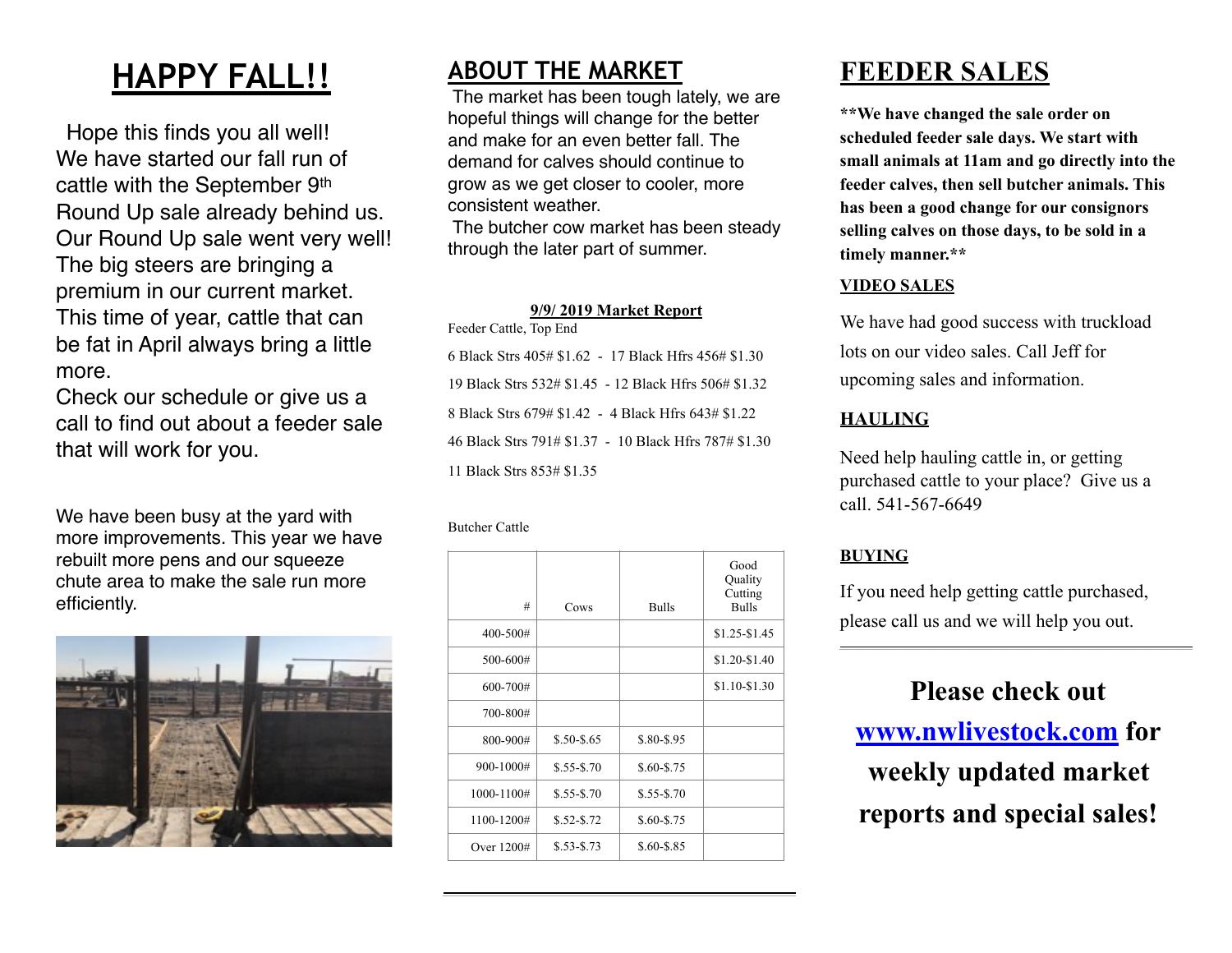# HAPPY FALL!!

Hope this finds you all well! We have started our fall run of cattle with the September 9th Round Up sale already behind us. Our Round Up sale went very well! The big steers are bringing a premium in our current market. This time of year, cattle that can be fat in April always bring a little more.

Check our schedule or give us a call to find out about a feeder sale that will work for you.

We have been busy at the yard with more improvements. This year we have rebuilt more pens and our squeeze chute area to make the sale run more efficiently.

## ABOUT THE MARKET

The market has been tough lately, we are hopeful things will change for the better and make for an even better fall. The demand for calves should continue to grow as we get closer to cooler, more consistent weather.

The butcher cow market has been steady through the later part of summer.

**9/9/ 2019 Market Report**

Feeder Cattle, Top End

6 Black Strs 405# $1.62 - 17 Black Hfrs 456# $1.30

19 Black Strs 532# $1.45 - 12 Black Hfrs 506# $1.32

8 Black Strs 679# $1.42 - 4 Black Hfrs 643# $1.22

46 Black Strs 791# $1.37 - 10 Black Hfrs 787# $1.30

11 Black Strs 853# $1.35

Butcher Cattle

| # | Cows | Bulls | Good Quality Cutting Bulls |
|---|---|---|---|
| 400-500# | | | $1.25-$1.45 |
| 500-600# | | | $1.20-$1.40 |
| 600-700# | | | $1.10-$1.30 |
| 700-800# | | | |
| 800-900# | $.50-$.65 | $.80-$.95 | |
| 900-1000# | $.55-$.70 | $.60-$.75 | |
| 1000-1100# | $.55-$.70 | $.55-$.70 | |
| 1100-1200# | $.52-$.72 | $.60-$.75 | |
| Over 1200# | $.53-$.73 | $.60-$.85 | |

## FEEDER SALES

**We have changed the sale order on scheduled feeder sale days. We start with small animals at 11am and go directly into the feeder calves, then sell butcher animals. This has been a good change for our consignors selling calves on those days, to be sold in a timely manner.**

### VIDEO SALES

We have had good success with truckload lots on our video sales. Call Jeff for upcoming sales and information.

### HAULING

Need help hauling cattle in, or getting purchased cattle to your place? Give us a call. 541-567-6649

### BUYING

If you need help getting cattle purchased, please call us and we will help you out.

**Please check out [www.nwlivestock.com](http://www.nwlivestock.com) for weekly updated market reports and special sales!**